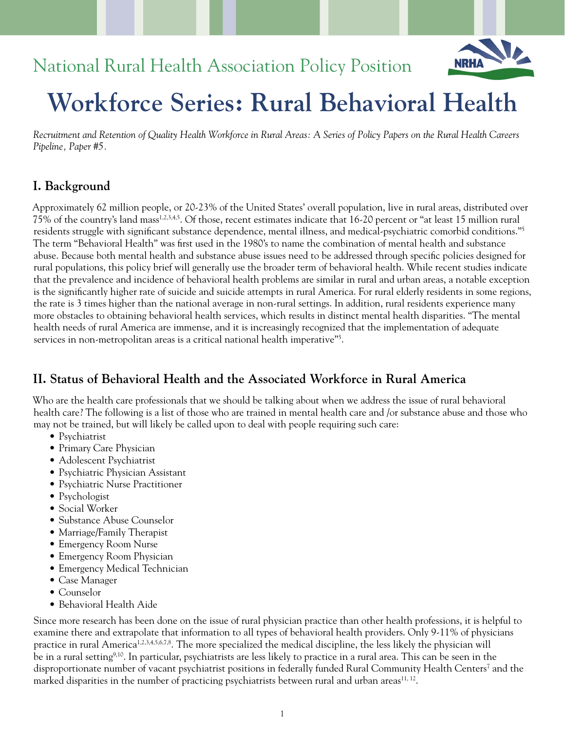National Rural Health Association Policy Position

# Workforce Series: Rural Behavioral Health

*Recruitment and Retention of Quality Health Workforce in Rural Areas: A Series of Policy Papers on the Rural Health Careers Pipeline, Paper #5.*

## I. Background

Approximately 62 million people, or 20-23% of the United States' overall population, live in rural areas, distributed over 75% of the country's land mass[1,2,3,4,5]. Of those, recent estimates indicate that 16-20 percent or "at least 15 million rural residents struggle with significant substance dependence, mental illness, and medical-psychiatric comorbid conditions."[5] The term "Behavioral Health" was first used in the 1980's to name the combination of mental health and substance abuse. Because both mental health and substance abuse issues need to be addressed through specific policies designed for rural populations, this policy brief will generally use the broader term of behavioral health. While recent studies indicate that the prevalence and incidence of behavioral health problems are similar in rural and urban areas, a notable exception is the significantly higher rate of suicide and suicide attempts in rural America. For rural elderly residents in some regions, the rate is 3 times higher than the national average in non-rural settings. In addition, rural residents experience many more obstacles to obtaining behavioral health services, which results in distinct mental health disparities. "The mental health needs of rural America are immense, and it is increasingly recognized that the implementation of adequate services in non-metropolitan areas is a critical national health imperative"[5].

## II. Status of Behavioral Health and the Associated Workforce in Rural America

Who are the health care professionals that we should be talking about when we address the issue of rural behavioral health care? The following is a list of those who are trained in mental health care and /or substance abuse and those who may not be trained, but will likely be called upon to deal with people requiring such care:

- Psychiatrist
- Primary Care Physician
- Adolescent Psychiatrist
- Psychiatric Physician Assistant
- Psychiatric Nurse Practitioner
- Psychologist
- Social Worker
- Substance Abuse Counselor
- Marriage/Family Therapist
- Emergency Room Nurse
- Emergency Room Physician
- Emergency Medical Technician
- Case Manager
- Counselor
- Behavioral Health Aide

Since more research has been done on the issue of rural physician practice than other health professions, it is helpful to examine there and extrapolate that information to all types of behavioral health providers. Only 9-11% of physicians practice in rural America[1,2,3,4,5,6,7,8]. The more specialized the medical discipline, the less likely the physician will be in a rural setting[9,10]. In particular, psychiatrists are less likely to practice in a rural area. This can be seen in the disproportionate number of vacant psychiatrist positions in federally funded Rural Community Health Centers[7] and the marked disparities in the number of practicing psychiatrists between rural and urban areas[11, 12].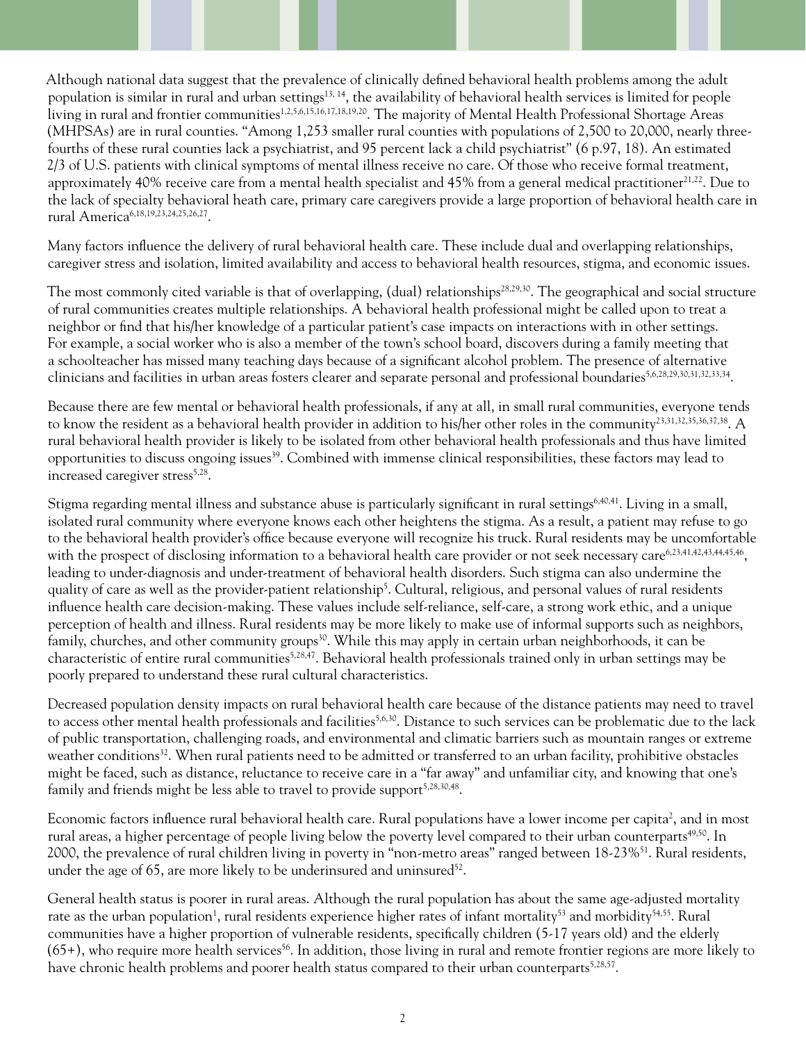Although national data suggest that the prevalence of clinically defined behavioral health problems among the adult population is similar in rural and urban settings[13, 14], the availability of behavioral health services is limited for people living in rural and frontier communities[1,2,5,6,15,16,17,18,19,20]. The majority of Mental Health Professional Shortage Areas (MHPSAs) are in rural counties. "Among 1,253 smaller rural counties with populations of 2,500 to 20,000, nearly three-fourths of these rural counties lack a psychiatrist, and 95 percent lack a child psychiatrist" (6 p.97, 18). An estimated 2/3 of U.S. patients with clinical symptoms of mental illness receive no care. Of those who receive formal treatment, approximately 40% receive care from a mental health specialist and 45% from a general medical practitioner[21,22]. Due to the lack of specialty behavioral heath care, primary care caregivers provide a large proportion of behavioral health care in rural America[6,18,19,23,24,25,26,27].

Many factors influence the delivery of rural behavioral health care. These include dual and overlapping relationships, caregiver stress and isolation, limited availability and access to behavioral health resources, stigma, and economic issues.

The most commonly cited variable is that of overlapping, (dual) relationships[28,29,30]. The geographical and social structure of rural communities creates multiple relationships. A behavioral health professional might be called upon to treat a neighbor or find that his/her knowledge of a particular patient's case impacts on interactions with in other settings. For example, a social worker who is also a member of the town's school board, discovers during a family meeting that a schoolteacher has missed many teaching days because of a significant alcohol problem. The presence of alternative clinicians and facilities in urban areas fosters clearer and separate personal and professional boundaries[5,6,28,29,30,31,32,33,34].

Because there are few mental or behavioral health professionals, if any at all, in small rural communities, everyone tends to know the resident as a behavioral health provider in addition to his/her other roles in the community[23,31,32,35,36,37,38]. A rural behavioral health provider is likely to be isolated from other behavioral health professionals and thus have limited opportunities to discuss ongoing issues[39]. Combined with immense clinical responsibilities, these factors may lead to increased caregiver stress[5,28].

Stigma regarding mental illness and substance abuse is particularly significant in rural settings[6,40,41]. Living in a small, isolated rural community where everyone knows each other heightens the stigma. As a result, a patient may refuse to go to the behavioral health provider's office because everyone will recognize his truck. Rural residents may be uncomfortable with the prospect of disclosing information to a behavioral health care provider or not seek necessary care[6,23,41,42,43,44,45,46], leading to under-diagnosis and under-treatment of behavioral health disorders. Such stigma can also undermine the quality of care as well as the provider-patient relationship[5]. Cultural, religious, and personal values of rural residents influence health care decision-making. These values include self-reliance, self-care, a strong work ethic, and a unique perception of health and illness. Rural residents may be more likely to make use of informal supports such as neighbors, family, churches, and other community groups[30]. While this may apply in certain urban neighborhoods, it can be characteristic of entire rural communities[5,28,47]. Behavioral health professionals trained only in urban settings may be poorly prepared to understand these rural cultural characteristics.

Decreased population density impacts on rural behavioral health care because of the distance patients may need to travel to access other mental health professionals and facilities[5,6,30]. Distance to such services can be problematic due to the lack of public transportation, challenging roads, and environmental and climatic barriers such as mountain ranges or extreme weather conditions[32]. When rural patients need to be admitted or transferred to an urban facility, prohibitive obstacles might be faced, such as distance, reluctance to receive care in a "far away" and unfamiliar city, and knowing that one's family and friends might be less able to travel to provide support[5,28,30,48].

Economic factors influence rural behavioral health care. Rural populations have a lower income per capita[2], and in most rural areas, a higher percentage of people living below the poverty level compared to their urban counterparts[49,50]. In 2000, the prevalence of rural children living in poverty in "non-metro areas" ranged between 18-23%[51]. Rural residents, under the age of 65, are more likely to be underinsured and uninsured[52].

General health status is poorer in rural areas. Although the rural population has about the same age-adjusted mortality rate as the urban population[1], rural residents experience higher rates of infant mortality[53] and morbidity[54,55]. Rural communities have a higher proportion of vulnerable residents, specifically children (5-17 years old) and the elderly (65+), who require more health services[56]. In addition, those living in rural and remote frontier regions are more likely to have chronic health problems and poorer health status compared to their urban counterparts[5,28,57].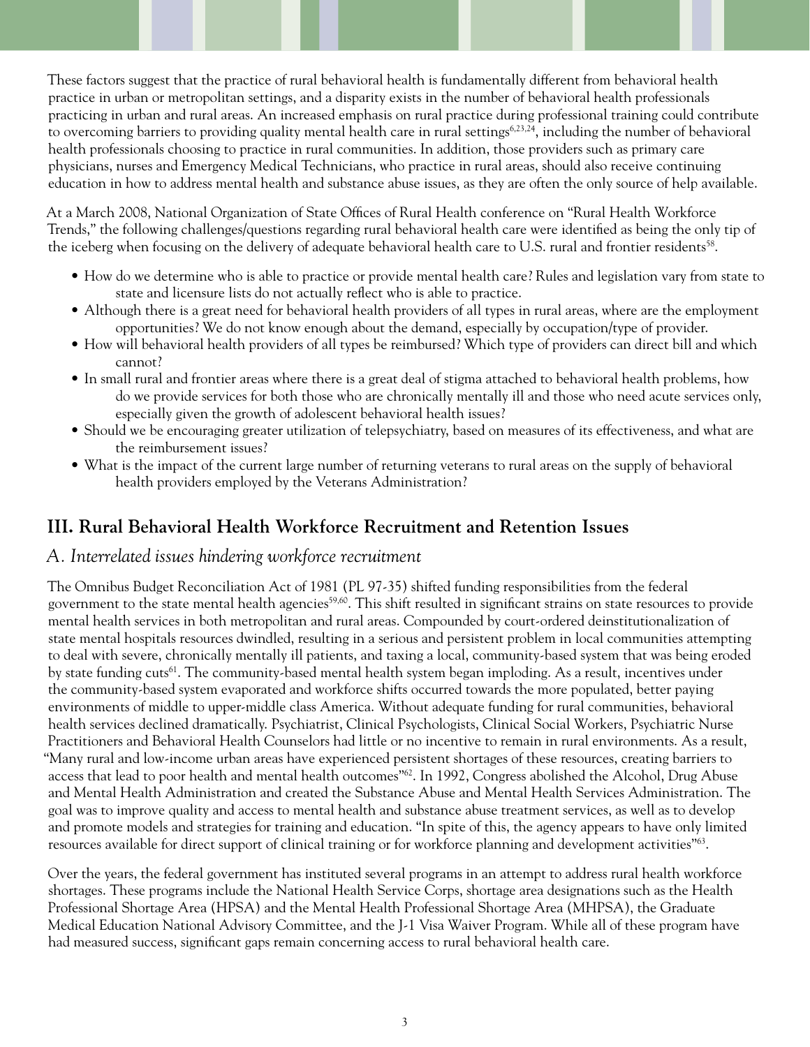These factors suggest that the practice of rural behavioral health is fundamentally different from behavioral health practice in urban or metropolitan settings, and a disparity exists in the number of behavioral health professionals practicing in urban and rural areas. An increased emphasis on rural practice during professional training could contribute to overcoming barriers to providing quality mental health care in rural settings[6,23,24], including the number of behavioral health professionals choosing to practice in rural communities. In addition, those providers such as primary care physicians, nurses and Emergency Medical Technicians, who practice in rural areas, should also receive continuing education in how to address mental health and substance abuse issues, as they are often the only source of help available.

At a March 2008, National Organization of State Offices of Rural Health conference on "Rural Health Workforce Trends," the following challenges/questions regarding rural behavioral health care were identified as being the only tip of the iceberg when focusing on the delivery of adequate behavioral health care to U.S. rural and frontier residents[58].

- How do we determine who is able to practice or provide mental health care? Rules and legislation vary from state to state and licensure lists do not actually reflect who is able to practice.
- Although there is a great need for behavioral health providers of all types in rural areas, where are the employment opportunities? We do not know enough about the demand, especially by occupation/type of provider.
- How will behavioral health providers of all types be reimbursed? Which type of providers can direct bill and which cannot?
- In small rural and frontier areas where there is a great deal of stigma attached to behavioral health problems, how do we provide services for both those who are chronically mentally ill and those who need acute services only, especially given the growth of adolescent behavioral health issues?
- Should we be encouraging greater utilization of telepsychiatry, based on measures of its effectiveness, and what are the reimbursement issues?
- What is the impact of the current large number of returning veterans to rural areas on the supply of behavioral health providers employed by the Veterans Administration?

## III. Rural Behavioral Health Workforce Recruitment and Retention Issues

### *A. Interrelated issues hindering workforce recruitment*

The Omnibus Budget Reconciliation Act of 1981 (PL 97-35) shifted funding responsibilities from the federal government to the state mental health agencies[59,60]. This shift resulted in significant strains on state resources to provide mental health services in both metropolitan and rural areas. Compounded by court-ordered deinstitutionalization of state mental hospitals resources dwindled, resulting in a serious and persistent problem in local communities attempting to deal with severe, chronically mentally ill patients, and taxing a local, community-based system that was being eroded by state funding cuts[61]. The community-based mental health system began imploding. As a result, incentives under the community-based system evaporated and workforce shifts occurred towards the more populated, better paying environments of middle to upper-middle class America. Without adequate funding for rural communities, behavioral health services declined dramatically. Psychiatrist, Clinical Psychologists, Clinical Social Workers, Psychiatric Nurse Practitioners and Behavioral Health Counselors had little or no incentive to remain in rural environments. As a result, "Many rural and low-income urban areas have experienced persistent shortages of these resources, creating barriers to access that lead to poor health and mental health outcomes"[62]. In 1992, Congress abolished the Alcohol, Drug Abuse and Mental Health Administration and created the Substance Abuse and Mental Health Services Administration. The goal was to improve quality and access to mental health and substance abuse treatment services, as well as to develop and promote models and strategies for training and education. "In spite of this, the agency appears to have only limited resources available for direct support of clinical training or for workforce planning and development activities"[63].

Over the years, the federal government has instituted several programs in an attempt to address rural health workforce shortages. These programs include the National Health Service Corps, shortage area designations such as the Health Professional Shortage Area (HPSA) and the Mental Health Professional Shortage Area (MHPSA), the Graduate Medical Education National Advisory Committee, and the J-1 Visa Waiver Program. While all of these program have had measured success, significant gaps remain concerning access to rural behavioral health care.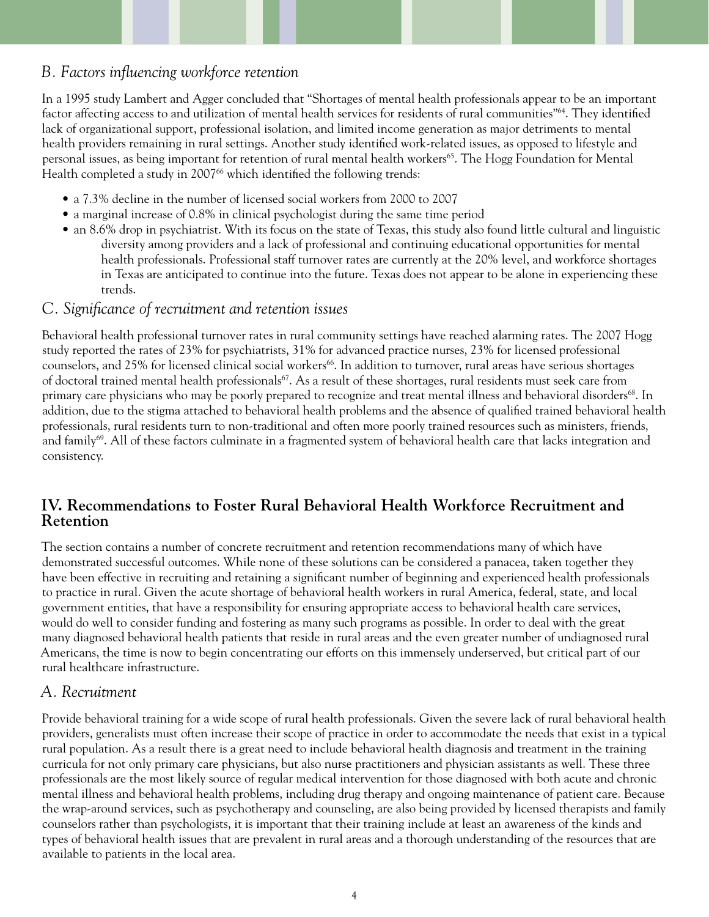### *B. Factors influencing workforce retention*

In a 1995 study Lambert and Agger concluded that "Shortages of mental health professionals appear to be an important factor affecting access to and utilization of mental health services for residents of rural communities"[64]. They identified lack of organizational support, professional isolation, and limited income generation as major detriments to mental health providers remaining in rural settings. Another study identified work-related issues, as opposed to lifestyle and personal issues, as being important for retention of rural mental health workers[65]. The Hogg Foundation for Mental Health completed a study in 2007[66] which identified the following trends:

- a 7.3% decline in the number of licensed social workers from 2000 to 2007
- a marginal increase of 0.8% in clinical psychologist during the same time period
- an 8.6% drop in psychiatrist. With its focus on the state of Texas, this study also found little cultural and linguistic diversity among providers and a lack of professional and continuing educational opportunities for mental health professionals. Professional staff turnover rates are currently at the 20% level, and workforce shortages in Texas are anticipated to continue into the future. Texas does not appear to be alone in experiencing these trends.

### *C. Significance of recruitment and retention issues*

Behavioral health professional turnover rates in rural community settings have reached alarming rates. The 2007 Hogg study reported the rates of 23% for psychiatrists, 31% for advanced practice nurses, 23% for licensed professional counselors, and 25% for licensed clinical social workers[66]. In addition to turnover, rural areas have serious shortages of doctoral trained mental health professionals[67]. As a result of these shortages, rural residents must seek care from primary care physicians who may be poorly prepared to recognize and treat mental illness and behavioral disorders[68]. In addition, due to the stigma attached to behavioral health problems and the absence of qualified trained behavioral health professionals, rural residents turn to non-traditional and often more poorly trained resources such as ministers, friends, and family[69]. All of these factors culminate in a fragmented system of behavioral health care that lacks integration and consistency.

## IV. Recommendations to Foster Rural Behavioral Health Workforce Recruitment and Retention

The section contains a number of concrete recruitment and retention recommendations many of which have demonstrated successful outcomes. While none of these solutions can be considered a panacea, taken together they have been effective in recruiting and retaining a significant number of beginning and experienced health professionals to practice in rural. Given the acute shortage of behavioral health workers in rural America, federal, state, and local government entities, that have a responsibility for ensuring appropriate access to behavioral health care services, would do well to consider funding and fostering as many such programs as possible. In order to deal with the great many diagnosed behavioral health patients that reside in rural areas and the even greater number of undiagnosed rural Americans, the time is now to begin concentrating our efforts on this immensely underserved, but critical part of our rural healthcare infrastructure.

### *A. Recruitment*

Provide behavioral training for a wide scope of rural health professionals. Given the severe lack of rural behavioral health providers, generalists must often increase their scope of practice in order to accommodate the needs that exist in a typical rural population. As a result there is a great need to include behavioral health diagnosis and treatment in the training curricula for not only primary care physicians, but also nurse practitioners and physician assistants as well. These three professionals are the most likely source of regular medical intervention for those diagnosed with both acute and chronic mental illness and behavioral health problems, including drug therapy and ongoing maintenance of patient care. Because the wrap-around services, such as psychotherapy and counseling, are also being provided by licensed therapists and family counselors rather than psychologists, it is important that their training include at least an awareness of the kinds and types of behavioral health issues that are prevalent in rural areas and a thorough understanding of the resources that are available to patients in the local area.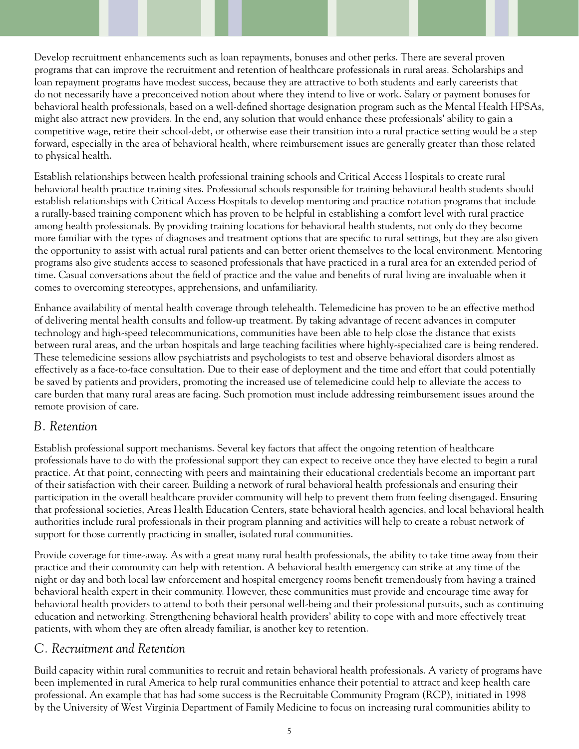Develop recruitment enhancements such as loan repayments, bonuses and other perks. There are several proven programs that can improve the recruitment and retention of healthcare professionals in rural areas. Scholarships and loan repayment programs have modest success, because they are attractive to both students and early careerists that do not necessarily have a preconceived notion about where they intend to live or work. Salary or payment bonuses for behavioral health professionals, based on a well-defined shortage designation program such as the Mental Health HPSAs, might also attract new providers. In the end, any solution that would enhance these professionals' ability to gain a competitive wage, retire their school-debt, or otherwise ease their transition into a rural practice setting would be a step forward, especially in the area of behavioral health, where reimbursement issues are generally greater than those related to physical health.

Establish relationships between health professional training schools and Critical Access Hospitals to create rural behavioral health practice training sites. Professional schools responsible for training behavioral health students should establish relationships with Critical Access Hospitals to develop mentoring and practice rotation programs that include a rurally-based training component which has proven to be helpful in establishing a comfort level with rural practice among health professionals. By providing training locations for behavioral health students, not only do they become more familiar with the types of diagnoses and treatment options that are specific to rural settings, but they are also given the opportunity to assist with actual rural patients and can better orient themselves to the local environment. Mentoring programs also give students access to seasoned professionals that have practiced in a rural area for an extended period of time. Casual conversations about the field of practice and the value and benefits of rural living are invaluable when it comes to overcoming stereotypes, apprehensions, and unfamiliarity.

Enhance availability of mental health coverage through telehealth. Telemedicine has proven to be an effective method of delivering mental health consults and follow-up treatment. By taking advantage of recent advances in computer technology and high-speed telecommunications, communities have been able to help close the distance that exists between rural areas, and the urban hospitals and large teaching facilities where highly-specialized care is being rendered. These telemedicine sessions allow psychiatrists and psychologists to test and observe behavioral disorders almost as effectively as a face-to-face consultation. Due to their ease of deployment and the time and effort that could potentially be saved by patients and providers, promoting the increased use of telemedicine could help to alleviate the access to care burden that many rural areas are facing. Such promotion must include addressing reimbursement issues around the remote provision of care.

## *B. Retention*

Establish professional support mechanisms. Several key factors that affect the ongoing retention of healthcare professionals have to do with the professional support they can expect to receive once they have elected to begin a rural practice. At that point, connecting with peers and maintaining their educational credentials become an important part of their satisfaction with their career. Building a network of rural behavioral health professionals and ensuring their participation in the overall healthcare provider community will help to prevent them from feeling disengaged. Ensuring that professional societies, Areas Health Education Centers, state behavioral health agencies, and local behavioral health authorities include rural professionals in their program planning and activities will help to create a robust network of support for those currently practicing in smaller, isolated rural communities.

Provide coverage for time-away. As with a great many rural health professionals, the ability to take time away from their practice and their community can help with retention. A behavioral health emergency can strike at any time of the night or day and both local law enforcement and hospital emergency rooms benefit tremendously from having a trained behavioral health expert in their community. However, these communities must provide and encourage time away for behavioral health providers to attend to both their personal well-being and their professional pursuits, such as continuing education and networking. Strengthening behavioral health providers' ability to cope with and more effectively treat patients, with whom they are often already familiar, is another key to retention.

## *C. Recruitment and Retention*

Build capacity within rural communities to recruit and retain behavioral health professionals. A variety of programs have been implemented in rural America to help rural communities enhance their potential to attract and keep health care professional. An example that has had some success is the Recruitable Community Program (RCP), initiated in 1998 by the University of West Virginia Department of Family Medicine to focus on increasing rural communities ability to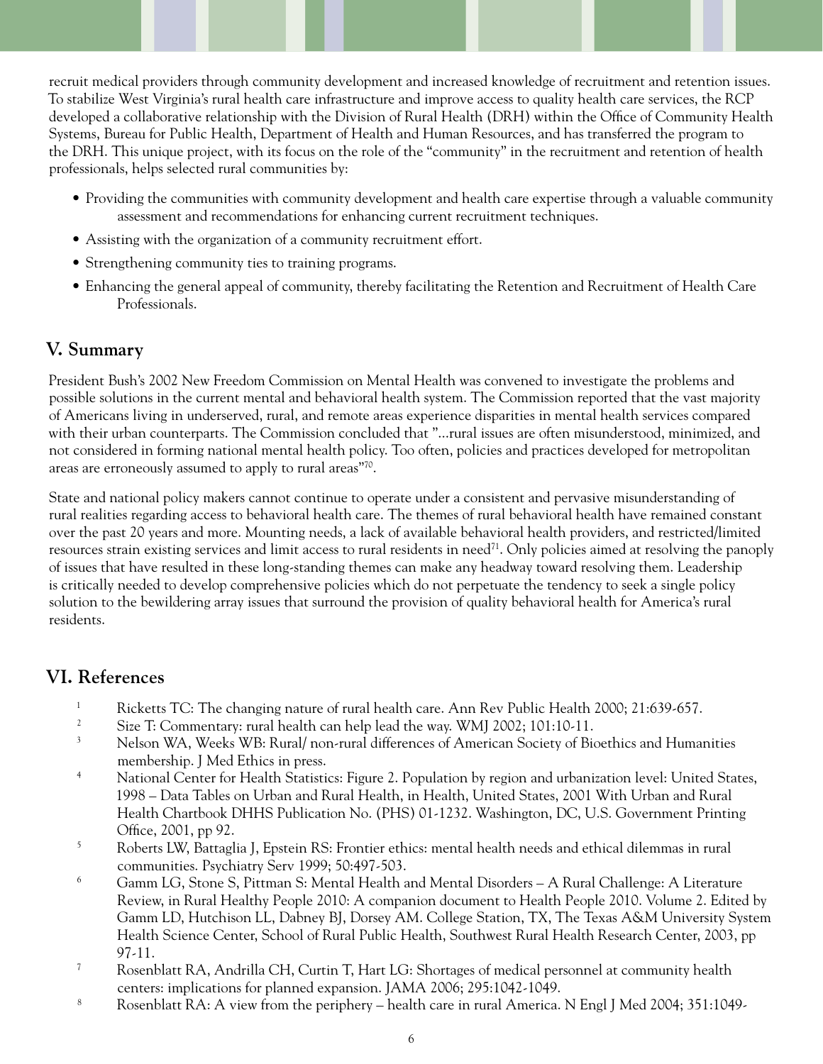recruit medical providers through community development and increased knowledge of recruitment and retention issues. To stabilize West Virginia's rural health care infrastructure and improve access to quality health care services, the RCP developed a collaborative relationship with the Division of Rural Health (DRH) within the Office of Community Health Systems, Bureau for Public Health, Department of Health and Human Resources, and has transferred the program to the DRH. This unique project, with its focus on the role of the "community" in the recruitment and retention of health professionals, helps selected rural communities by:

- Providing the communities with community development and health care expertise through a valuable community assessment and recommendations for enhancing current recruitment techniques.
- Assisting with the organization of a community recruitment effort.
- Strengthening community ties to training programs.
- Enhancing the general appeal of community, thereby facilitating the Retention and Recruitment of Health Care Professionals.

## V. Summary

President Bush's 2002 New Freedom Commission on Mental Health was convened to investigate the problems and possible solutions in the current mental and behavioral health system. The Commission reported that the vast majority of Americans living in underserved, rural, and remote areas experience disparities in mental health services compared with their urban counterparts. The Commission concluded that "...rural issues are often misunderstood, minimized, and not considered in forming national mental health policy. Too often, policies and practices developed for metropolitan areas are erroneously assumed to apply to rural areas"[70].

State and national policy makers cannot continue to operate under a consistent and pervasive misunderstanding of rural realities regarding access to behavioral health care. The themes of rural behavioral health have remained constant over the past 20 years and more. Mounting needs, a lack of available behavioral health providers, and restricted/limited resources strain existing services and limit access to rural residents in need[71]. Only policies aimed at resolving the panoply of issues that have resulted in these long-standing themes can make any headway toward resolving them. Leadership is critically needed to develop comprehensive policies which do not perpetuate the tendency to seek a single policy solution to the bewildering array issues that surround the provision of quality behavioral health for America's rural residents.

## VI. References

1. Ricketts TC: The changing nature of rural health care. Ann Rev Public Health 2000; 21:639-657.
2. Size T: Commentary: rural health can help lead the way. WMJ 2002; 101:10-11.
3. Nelson WA, Weeks WB: Rural/ non-rural differences of American Society of Bioethics and Humanities membership. J Med Ethics in press.
4. National Center for Health Statistics: Figure 2. Population by region and urbanization level: United States, 1998 – Data Tables on Urban and Rural Health, in Health, United States, 2001 With Urban and Rural Health Chartbook DHHS Publication No. (PHS) 01-1232. Washington, DC, U.S. Government Printing Office, 2001, pp 92.
5. Roberts LW, Battaglia J, Epstein RS: Frontier ethics: mental health needs and ethical dilemmas in rural communities. Psychiatry Serv 1999; 50:497-503.
6. Gamm LG, Stone S, Pittman S: Mental Health and Mental Disorders – A Rural Challenge: A Literature Review, in Rural Healthy People 2010: A companion document to Health People 2010. Volume 2. Edited by Gamm LD, Hutchison LL, Dabney BJ, Dorsey AM. College Station, TX, The Texas A&M University System Health Science Center, School of Rural Public Health, Southwest Rural Health Research Center, 2003, pp 97-11.
7. Rosenblatt RA, Andrilla CH, Curtin T, Hart LG: Shortages of medical personnel at community health centers: implications for planned expansion. JAMA 2006; 295:1042-1049.
8. Rosenblatt RA: A view from the periphery – health care in rural America. N Engl J Med 2004; 351:1049-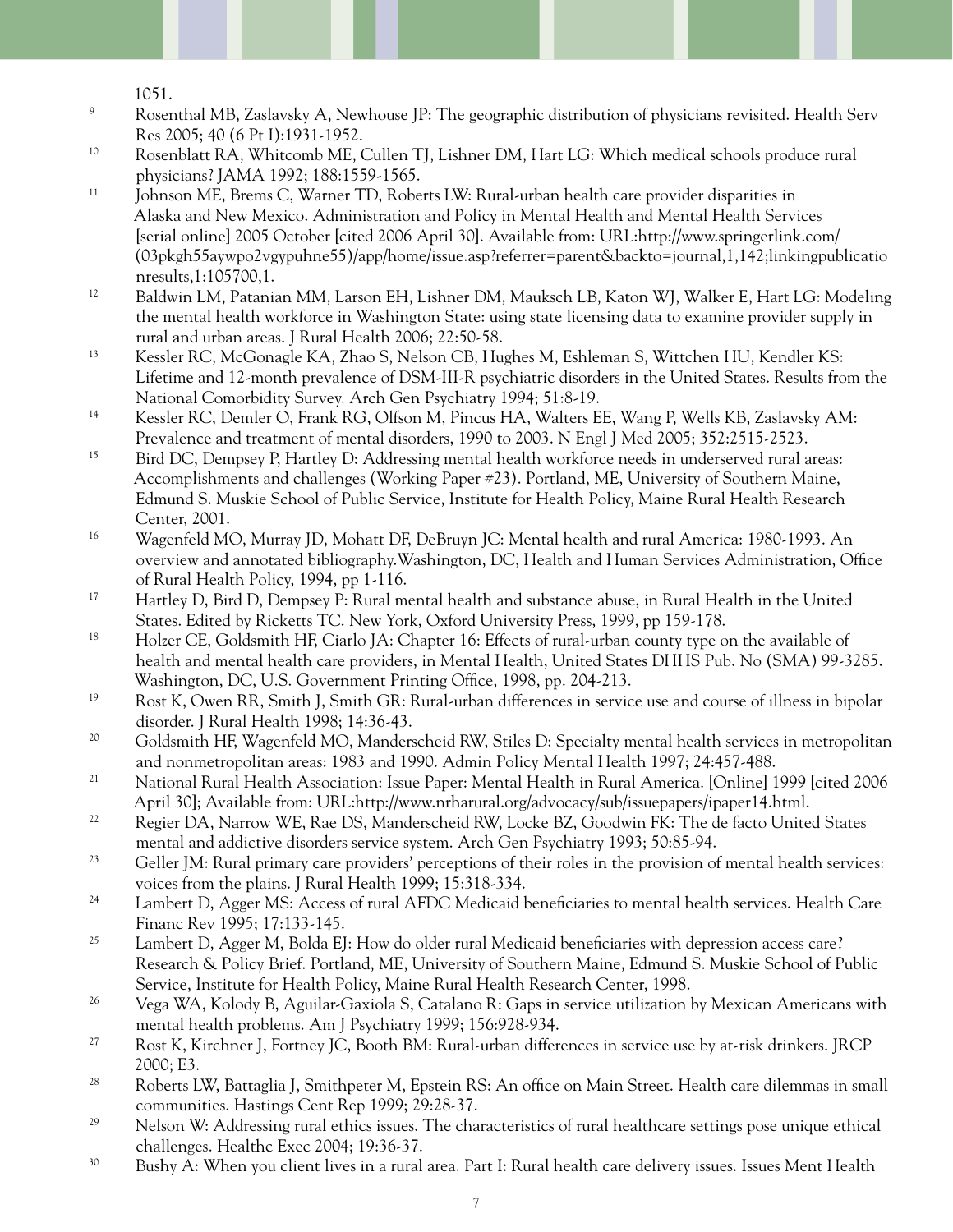1051.

9. Rosenthal MB, Zaslavsky A, Newhouse JP: The geographic distribution of physicians revisited. Health Serv Res 2005; 40 (6 Pt I):1931-1952.
10. Rosenblatt RA, Whitcomb ME, Cullen TJ, Lishner DM, Hart LG: Which medical schools produce rural physicians? JAMA 1992; 188:1559-1565.
11. Johnson ME, Brems C, Warner TD, Roberts LW: Rural-urban health care provider disparities in Alaska and New Mexico. Administration and Policy in Mental Health and Mental Health Services [serial online] 2005 October [cited 2006 April 30]. Available from: URL:http://www.springerlink.com/(03pkgh55aywpo2vgypuhne55)/app/home/issue.asp?referrer=parent&backto=journal,1,142;linkingpublicationresults,1:105700,1.
12. Baldwin LM, Patanian MM, Larson EH, Lishner DM, Mauksch LB, Katon WJ, Walker E, Hart LG: Modeling the mental health workforce in Washington State: using state licensing data to examine provider supply in rural and urban areas. J Rural Health 2006; 22:50-58.
13. Kessler RC, McGonagle KA, Zhao S, Nelson CB, Hughes M, Eshleman S, Wittchen HU, Kendler KS: Lifetime and 12-month prevalence of DSM-III-R psychiatric disorders in the United States. Results from the National Comorbidity Survey. Arch Gen Psychiatry 1994; 51:8-19.
14. Kessler RC, Demler O, Frank RG, Olfson M, Pincus HA, Walters EE, Wang P, Wells KB, Zaslavsky AM: Prevalence and treatment of mental disorders, 1990 to 2003. N Engl J Med 2005; 352:2515-2523.
15. Bird DC, Dempsey P, Hartley D: Addressing mental health workforce needs in underserved rural areas: Accomplishments and challenges (Working Paper #23). Portland, ME, University of Southern Maine, Edmund S. Muskie School of Public Service, Institute for Health Policy, Maine Rural Health Research Center, 2001.
16. Wagenfeld MO, Murray JD, Mohatt DF, DeBruyn JC: Mental health and rural America: 1980-1993. An overview and annotated bibliography.Washington, DC, Health and Human Services Administration, Office of Rural Health Policy, 1994, pp 1-116.
17. Hartley D, Bird D, Dempsey P: Rural mental health and substance abuse, in Rural Health in the United States. Edited by Ricketts TC. New York, Oxford University Press, 1999, pp 159-178.
18. Holzer CE, Goldsmith HF, Ciarlo JA: Chapter 16: Effects of rural-urban county type on the available of health and mental health care providers, in Mental Health, United States DHHS Pub. No (SMA) 99-3285. Washington, DC, U.S. Government Printing Office, 1998, pp. 204-213.
19. Rost K, Owen RR, Smith J, Smith GR: Rural-urban differences in service use and course of illness in bipolar disorder. J Rural Health 1998; 14:36-43.
20. Goldsmith HF, Wagenfeld MO, Manderscheid RW, Stiles D: Specialty mental health services in metropolitan and nonmetropolitan areas: 1983 and 1990. Admin Policy Mental Health 1997; 24:457-488.
21. National Rural Health Association: Issue Paper: Mental Health in Rural America. [Online] 1999 [cited 2006 April 30]; Available from: URL:http://www.nrharural.org/advocacy/sub/issuepapers/ipaper14.html.
22. Regier DA, Narrow WE, Rae DS, Manderscheid RW, Locke BZ, Goodwin FK: The de facto United States mental and addictive disorders service system. Arch Gen Psychiatry 1993; 50:85-94.
23. Geller JM: Rural primary care providers' perceptions of their roles in the provision of mental health services: voices from the plains. J Rural Health 1999; 15:318-334.
24. Lambert D, Agger MS: Access of rural AFDC Medicaid beneficiaries to mental health services. Health Care Financ Rev 1995; 17:133-145.
25. Lambert D, Agger M, Bolda EJ: How do older rural Medicaid beneficiaries with depression access care? Research & Policy Brief. Portland, ME, University of Southern Maine, Edmund S. Muskie School of Public Service, Institute for Health Policy, Maine Rural Health Research Center, 1998.
26. Vega WA, Kolody B, Aguilar-Gaxiola S, Catalano R: Gaps in service utilization by Mexican Americans with mental health problems. Am J Psychiatry 1999; 156:928-934.
27. Rost K, Kirchner J, Fortney JC, Booth BM: Rural-urban differences in service use by at-risk drinkers. JRCP 2000; E3.
28. Roberts LW, Battaglia J, Smithpeter M, Epstein RS: An office on Main Street. Health care dilemmas in small communities. Hastings Cent Rep 1999; 29:28-37.
29. Nelson W: Addressing rural ethics issues. The characteristics of rural healthcare settings pose unique ethical challenges. Healthc Exec 2004; 19:36-37.
30. Bushy A: When you client lives in a rural area. Part I: Rural health care delivery issues. Issues Ment Health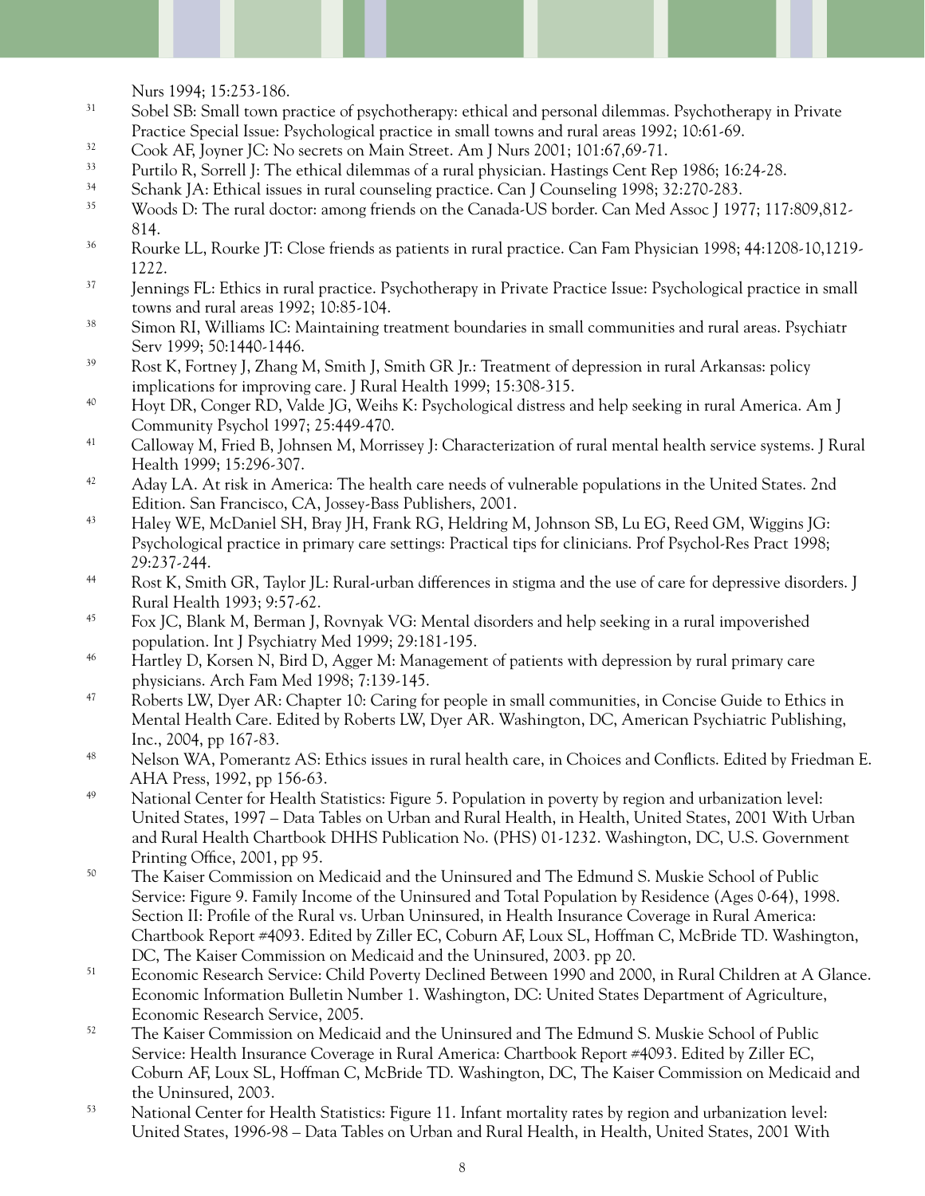Nurs 1994; 15:253-186.

31. Sobel SB: Small town practice of psychotherapy: ethical and personal dilemmas. Psychotherapy in Private Practice Special Issue: Psychological practice in small towns and rural areas 1992; 10:61-69.
32. Cook AF, Joyner JC: No secrets on Main Street. Am J Nurs 2001; 101:67,69-71.
33. Purtilo R, Sorrell J: The ethical dilemmas of a rural physician. Hastings Cent Rep 1986; 16:24-28.
34. Schank JA: Ethical issues in rural counseling practice. Can J Counseling 1998; 32:270-283.
35. Woods D: The rural doctor: among friends on the Canada-US border. Can Med Assoc J 1977; 117:809,812-814.
36. Rourke LL, Rourke JT: Close friends as patients in rural practice. Can Fam Physician 1998; 44:1208-10,1219-1222.
37. Jennings FL: Ethics in rural practice. Psychotherapy in Private Practice Issue: Psychological practice in small towns and rural areas 1992; 10:85-104.
38. Simon RI, Williams IC: Maintaining treatment boundaries in small communities and rural areas. Psychiatr Serv 1999; 50:1440-1446.
39. Rost K, Fortney J, Zhang M, Smith J, Smith GR Jr.: Treatment of depression in rural Arkansas: policy implications for improving care. J Rural Health 1999; 15:308-315.
40. Hoyt DR, Conger RD, Valde JG, Weihs K: Psychological distress and help seeking in rural America. Am J Community Psychol 1997; 25:449-470.
41. Calloway M, Fried B, Johnsen M, Morrissey J: Characterization of rural mental health service systems. J Rural Health 1999; 15:296-307.
42. Aday LA. At risk in America: The health care needs of vulnerable populations in the United States. 2nd Edition. San Francisco, CA, Jossey-Bass Publishers, 2001.
43. Haley WE, McDaniel SH, Bray JH, Frank RG, Heldring M, Johnson SB, Lu EG, Reed GM, Wiggins JG: Psychological practice in primary care settings: Practical tips for clinicians. Prof Psychol-Res Pract 1998; 29:237-244.
44. Rost K, Smith GR, Taylor JL: Rural-urban differences in stigma and the use of care for depressive disorders. J Rural Health 1993; 9:57-62.
45. Fox JC, Blank M, Berman J, Rovnyak VG: Mental disorders and help seeking in a rural impoverished population. Int J Psychiatry Med 1999; 29:181-195.
46. Hartley D, Korsen N, Bird D, Agger M: Management of patients with depression by rural primary care physicians. Arch Fam Med 1998; 7:139-145.
47. Roberts LW, Dyer AR: Chapter 10: Caring for people in small communities, in Concise Guide to Ethics in Mental Health Care. Edited by Roberts LW, Dyer AR. Washington, DC, American Psychiatric Publishing, Inc., 2004, pp 167-83.
48. Nelson WA, Pomerantz AS: Ethics issues in rural health care, in Choices and Conflicts. Edited by Friedman E. AHA Press, 1992, pp 156-63.
49. National Center for Health Statistics: Figure 5. Population in poverty by region and urbanization level: United States, 1997 – Data Tables on Urban and Rural Health, in Health, United States, 2001 With Urban and Rural Health Chartbook DHHS Publication No. (PHS) 01-1232. Washington, DC, U.S. Government Printing Office, 2001, pp 95.
50. The Kaiser Commission on Medicaid and the Uninsured and The Edmund S. Muskie School of Public Service: Figure 9. Family Income of the Uninsured and Total Population by Residence (Ages 0-64), 1998. Section II: Profile of the Rural vs. Urban Uninsured, in Health Insurance Coverage in Rural America: Chartbook Report #4093. Edited by Ziller EC, Coburn AF, Loux SL, Hoffman C, McBride TD. Washington, DC, The Kaiser Commission on Medicaid and the Uninsured, 2003. pp 20.
51. Economic Research Service: Child Poverty Declined Between 1990 and 2000, in Rural Children at A Glance. Economic Information Bulletin Number 1. Washington, DC: United States Department of Agriculture, Economic Research Service, 2005.
52. The Kaiser Commission on Medicaid and the Uninsured and The Edmund S. Muskie School of Public Service: Health Insurance Coverage in Rural America: Chartbook Report #4093. Edited by Ziller EC, Coburn AF, Loux SL, Hoffman C, McBride TD. Washington, DC, The Kaiser Commission on Medicaid and the Uninsured, 2003.
53. National Center for Health Statistics: Figure 11. Infant mortality rates by region and urbanization level: United States, 1996-98 – Data Tables on Urban and Rural Health, in Health, United States, 2001 With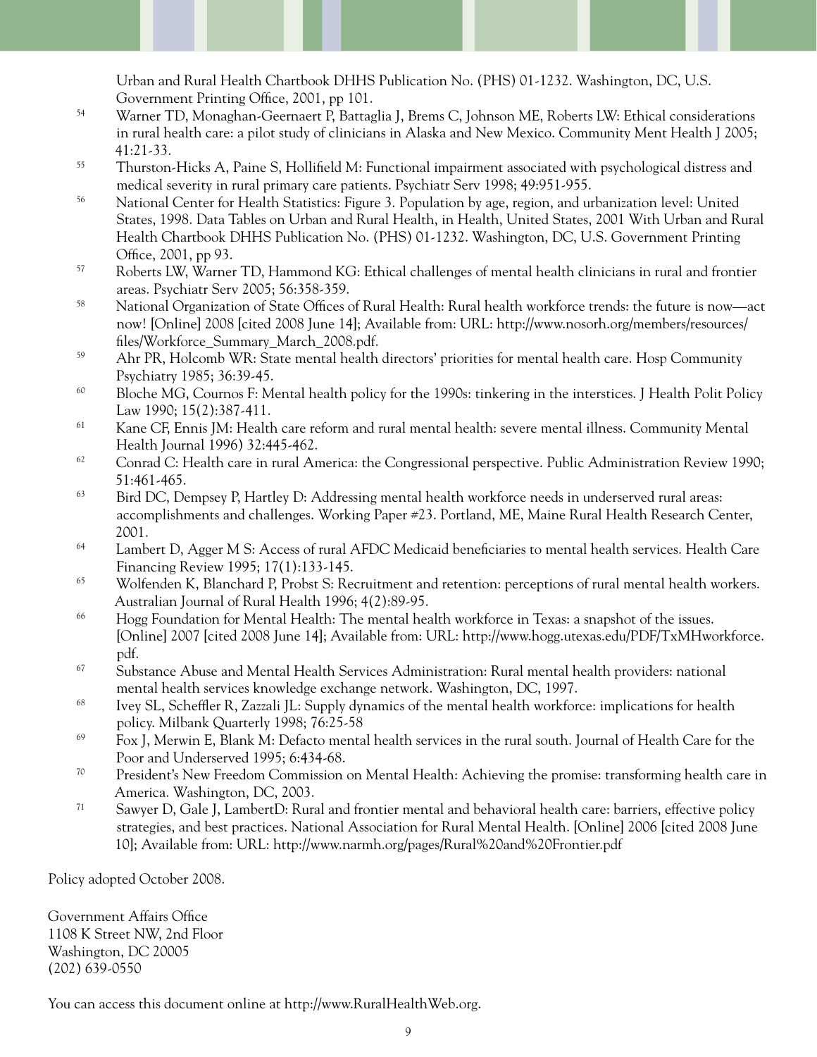Urban and Rural Health Chartbook DHHS Publication No. (PHS) 01-1232. Washington, DC, U.S. Government Printing Office, 2001, pp 101.

54. Warner TD, Monaghan-Geernaert P, Battaglia J, Brems C, Johnson ME, Roberts LW: Ethical considerations in rural health care: a pilot study of clinicians in Alaska and New Mexico. Community Ment Health J 2005; 41:21-33.
55. Thurston-Hicks A, Paine S, Hollifield M: Functional impairment associated with psychological distress and medical severity in rural primary care patients. Psychiatr Serv 1998; 49:951-955.
56. National Center for Health Statistics: Figure 3. Population by age, region, and urbanization level: United States, 1998. Data Tables on Urban and Rural Health, in Health, United States, 2001 With Urban and Rural Health Chartbook DHHS Publication No. (PHS) 01-1232. Washington, DC, U.S. Government Printing Office, 2001, pp 93.
57. Roberts LW, Warner TD, Hammond KG: Ethical challenges of mental health clinicians in rural and frontier areas. Psychiatr Serv 2005; 56:358-359.
58. National Organization of State Offices of Rural Health: Rural health workforce trends: the future is now—act now! [Online] 2008 [cited 2008 June 14]; Available from: URL: http://www.nosorh.org/members/resources/files/Workforce_Summary_March_2008.pdf.
59. Ahr PR, Holcomb WR: State mental health directors' priorities for mental health care. Hosp Community Psychiatry 1985; 36:39-45.
60. Bloche MG, Cournos F: Mental health policy for the 1990s: tinkering in the interstices. J Health Polit Policy Law 1990; 15(2):387-411.
61. Kane CF, Ennis JM: Health care reform and rural mental health: severe mental illness. Community Mental Health Journal 1996) 32:445-462.
62. Conrad C: Health care in rural America: the Congressional perspective. Public Administration Review 1990; 51:461-465.
63. Bird DC, Dempsey P, Hartley D: Addressing mental health workforce needs in underserved rural areas: accomplishments and challenges. Working Paper #23. Portland, ME, Maine Rural Health Research Center, 2001.
64. Lambert D, Agger M S: Access of rural AFDC Medicaid beneficiaries to mental health services. Health Care Financing Review 1995; 17(1):133-145.
65. Wolfenden K, Blanchard P, Probst S: Recruitment and retention: perceptions of rural mental health workers. Australian Journal of Rural Health 1996; 4(2):89-95.
66. Hogg Foundation for Mental Health: The mental health workforce in Texas: a snapshot of the issues. [Online] 2007 [cited 2008 June 14]; Available from: URL: http://www.hogg.utexas.edu/PDF/TxMHworkforce.pdf.
67. Substance Abuse and Mental Health Services Administration: Rural mental health providers: national mental health services knowledge exchange network. Washington, DC, 1997.
68. Ivey SL, Scheffler R, Zazzali JL: Supply dynamics of the mental health workforce: implications for health policy. Milbank Quarterly 1998; 76:25-58
69. Fox J, Merwin E, Blank M: Defacto mental health services in the rural south. Journal of Health Care for the Poor and Underserved 1995; 6:434-68.
70. President's New Freedom Commission on Mental Health: Achieving the promise: transforming health care in America. Washington, DC, 2003.
71. Sawyer D, Gale J, LambertD: Rural and frontier mental and behavioral health care: barriers, effective policy strategies, and best practices. National Association for Rural Mental Health. [Online] 2006 [cited 2008 June 10]; Available from: URL: http://www.narmh.org/pages/Rural%20and%20Frontier.pdf

Policy adopted October 2008.

Government Affairs Office
1108 K Street NW, 2nd Floor
Washington, DC 20005
(202) 639-0550

You can access this document online at http://www.RuralHealthWeb.org.